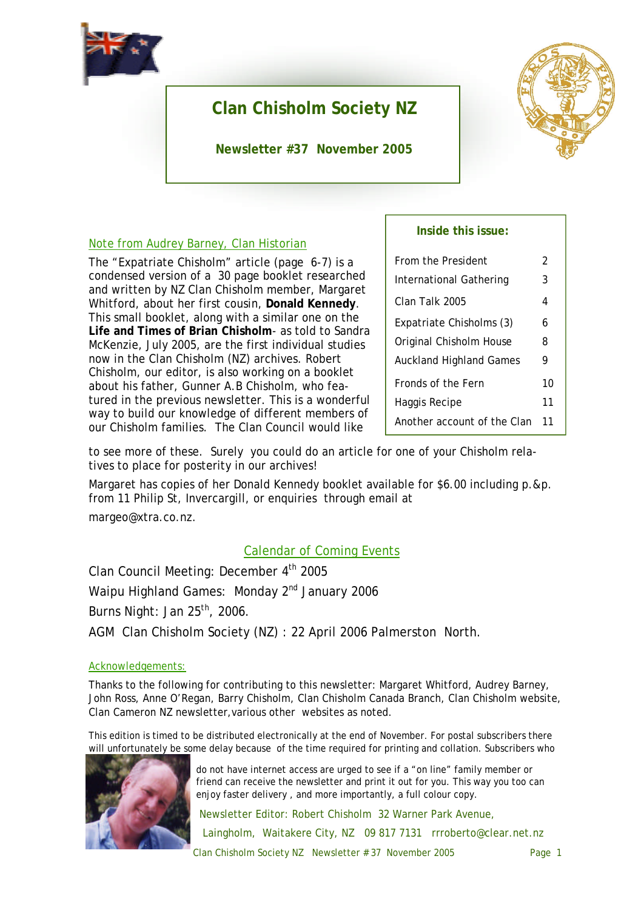# Clan Chisholm Society NZ

**Newsletter #37 November 2005**

| Inside this issue: | |
|---|---|
| From the President | 2 |
| International Gathering | 3 |
| Clan Talk 2005 | 4 |
| Expatriate Chisholms (3) | 6 |
| Original Chisholm House | 8 |
| Auckland Highland Games | 9 |
| Fronds of the Fern | 10 |
| Haggis Recipe | 11 |
| Another account of the Clan | 11 |

## Note from Audrey Barney, Clan Historian

The "Expatriate Chisholm" article (page 6-7) is a condensed version of a 30 page booklet researched and written by NZ Clan Chisholm member, Margaret Whitford, about her first cousin, **Donald Kennedy**. This small booklet, along with a similar one on the **Life and Times of Brian Chisholm**- as told to Sandra McKenzie, July 2005, are the first individual studies now in the Clan Chisholm (NZ) archives. Robert Chisholm, our editor, is also working on a booklet about his father, Gunner A.B Chisholm, who featured in the previous newsletter. This is a wonderful way to build our knowledge of different members of our Chisholm families. The Clan Council would like to see more of these. Surely you could do an article for one of your Chisholm relatives to place for posterity in our archives!

Margaret has copies of her Donald Kennedy booklet available for $6.00 including p.&p. from 11 Philip St, Invercargill, or enquiries through email at margeo@xtra.co.nz.

## Calendar of Coming Events

Clan Council Meeting: December 4th 2005

Waipu Highland Games: Monday 2nd January 2006

Burns Night: Jan 25th, 2006.

AGM Clan Chisholm Society (NZ) : 22 April 2006 Palmerston North.

### Acknowledgements:

Thanks to the following for contributing to this newsletter: Margaret Whitford, Audrey Barney, John Ross, Anne O'Regan, Barry Chisholm, Clan Chisholm Canada Branch, Clan Chisholm website, Clan Cameron NZ newsletter, various other websites as noted.

This edition is timed to be distributed electronically at the end of November. For postal subscribers there will unfortunately be some delay because of the time required for printing and collation. Subscribers who do not have internet access are urged to see if a "on line" family member or friend can receive the newsletter and print it out for you. This way you too can enjoy faster delivery , and more importantly, a full colour copy.

Newsletter Editor: Robert Chisholm 32 Warner Park Avenue, Laingholm, Waitakere City, NZ 09 817 7131 rrroberto@clear.net.nz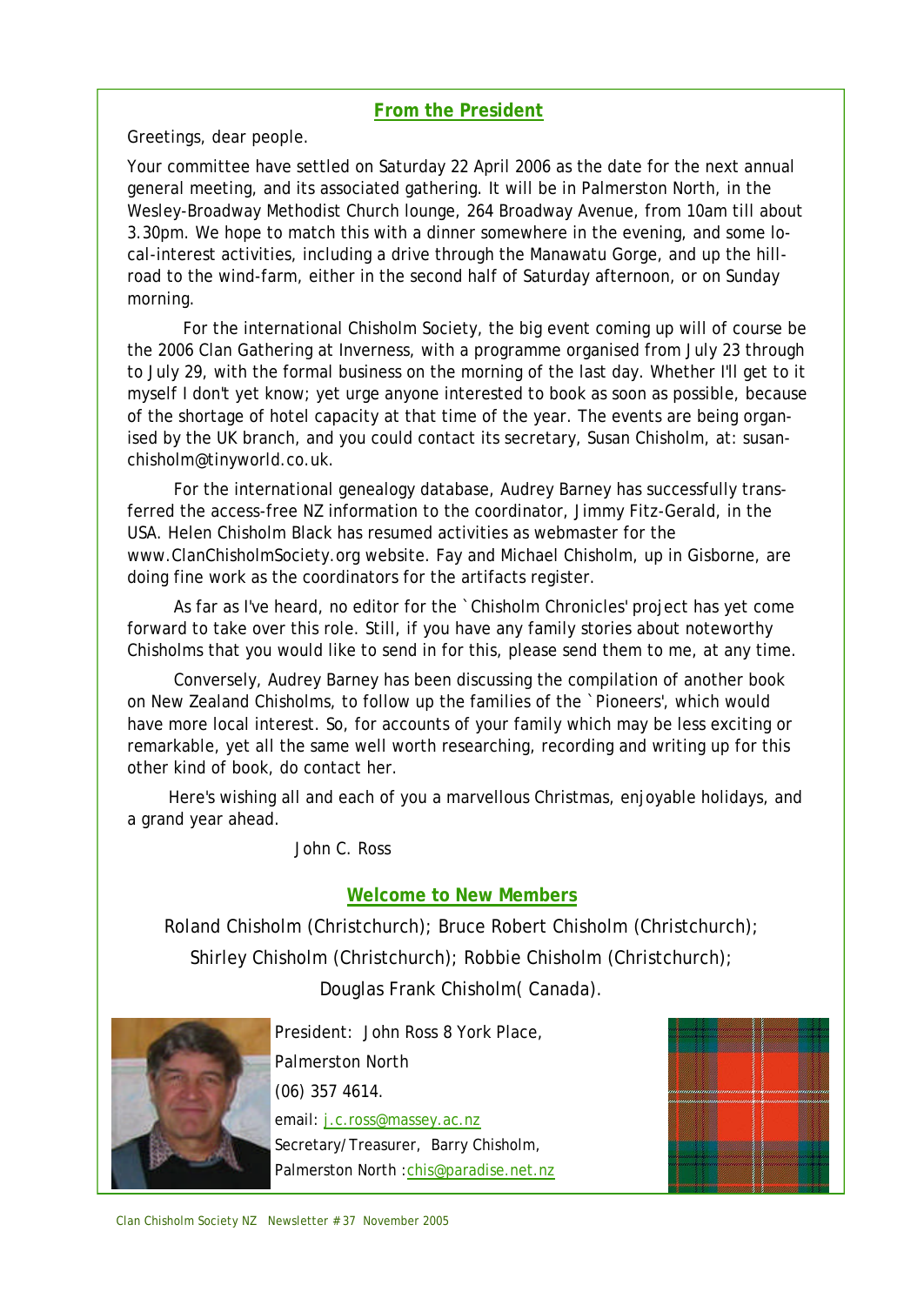## From the President

Greetings, dear people.

Your committee have settled on Saturday 22 April 2006 as the date for the next annual general meeting, and its associated gathering. It will be in Palmerston North, in the Wesley-Broadway Methodist Church lounge, 264 Broadway Avenue, from 10am till about 3.30pm. We hope to match this with a dinner somewhere in the evening, and some local-interest activities, including a drive through the Manawatu Gorge, and up the hill-road to the wind-farm, either in the second half of Saturday afternoon, or on Sunday morning.

For the international Chisholm Society, the big event coming up will of course be the 2006 Clan Gathering at Inverness, with a programme organised from July 23 through to July 29, with the formal business on the morning of the last day. Whether I'll get to it myself I don't yet know; yet urge anyone interested to book as soon as possible, because of the shortage of hotel capacity at that time of the year. The events are being organised by the UK branch, and you could contact its secretary, Susan Chisholm, at: susanchisholm@tinyworld.co.uk.

For the international genealogy database, Audrey Barney has successfully transferred the access-free NZ information to the coordinator, Jimmy Fitz-Gerald, in the USA. Helen Chisholm Black has resumed activities as webmaster for the www.ClanChisholmSociety.org website. Fay and Michael Chisholm, up in Gisborne, are doing fine work as the coordinators for the artifacts register.

As far as I've heard, no editor for the `Chisholm Chronicles' project has yet come forward to take over this role. Still, if you have any family stories about noteworthy Chisholms that you would like to send in for this, please send them to me, at any time.

Conversely, Audrey Barney has been discussing the compilation of another book on New Zealand Chisholms, to follow up the families of the `Pioneers', which would have more local interest. So, for accounts of your family which may be less exciting or remarkable, yet all the same well worth researching, recording and writing up for this other kind of book, do contact her.

Here's wishing all and each of you a marvellous Christmas, enjoyable holidays, and a grand year ahead.

John C. Ross

## Welcome to New Members

Roland Chisholm (Christchurch); Bruce Robert Chisholm (Christchurch); Shirley Chisholm (Christchurch); Robbie Chisholm (Christchurch); Douglas Frank Chisholm( Canada).

President: John Ross 8 York Place, Palmerston North
(06) 357 4614.
email: j.c.ross@massey.ac.nz
Secretary/Treasurer, Barry Chisholm, Palmerston North :chis@paradise.net.nz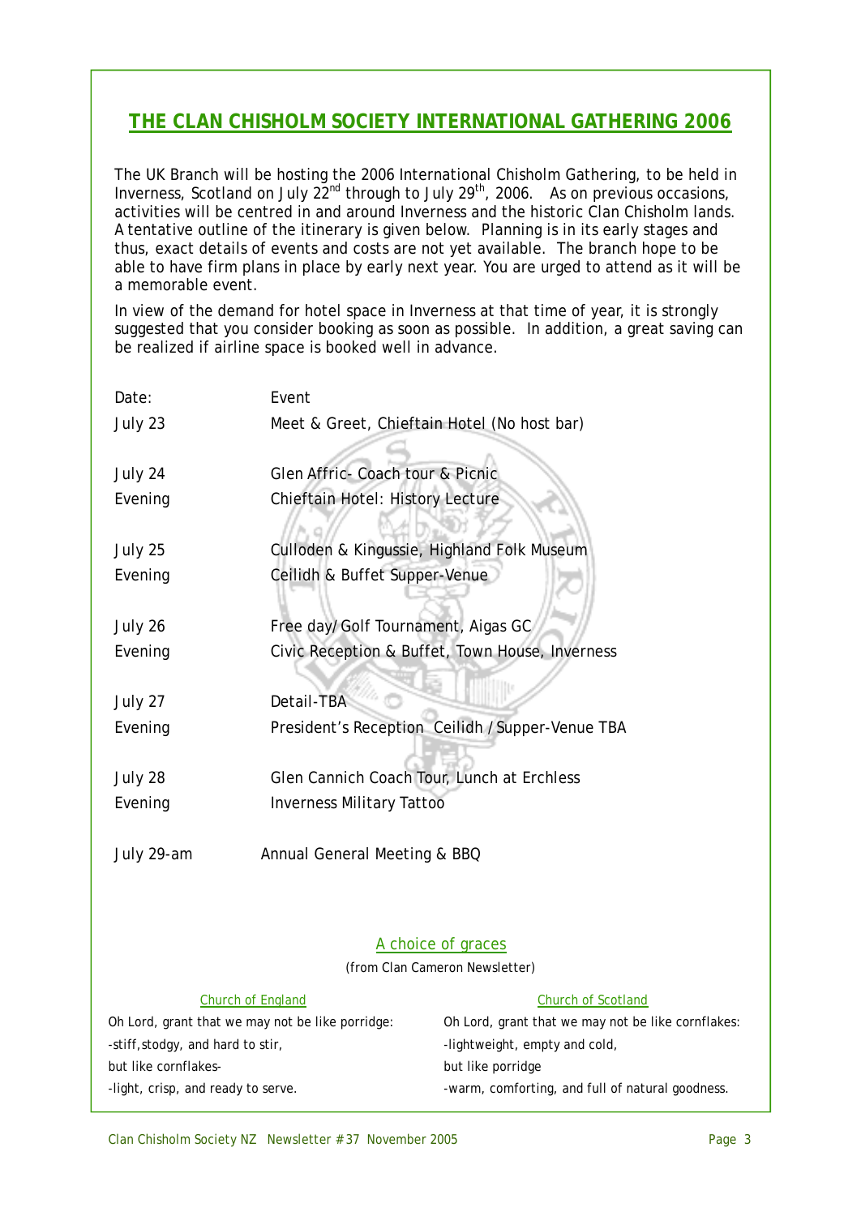## THE CLAN CHISHOLM SOCIETY INTERNATIONAL GATHERING 2006

The UK Branch will be hosting the 2006 International Chisholm Gathering, to be held in Inverness, Scotland on July 22nd through to July 29th, 2006. As on previous occasions, activities will be centred in and around Inverness and the historic Clan Chisholm lands. A tentative outline of the itinerary is given below. Planning is in its early stages and thus, exact details of events and costs are not yet available. The branch hope to be able to have firm plans in place by early next year. You are urged to attend as it will be a memorable event.

In view of the demand for hotel space in Inverness at that time of year, it is strongly suggested that you consider booking as soon as possible. In addition, a great saving can be realized if airline space is booked well in advance.

| Date: | Event |
|---|---|
| July 23 | Meet & Greet, Chieftain Hotel (No host bar) |
| July 24 | Glen Affric- Coach tour & Picnic |
| Evening | Chieftain Hotel: History Lecture |
| July 25 | Culloden & Kingussie, Highland Folk Museum |
| Evening | Ceilidh & Buffet Supper-Venue |
| July 26 | Free day/ Golf Tournament, Aigas GC |
| Evening | Civic Reception & Buffet, Town House, Inverness |
| July 27 | Detail-TBA |
| Evening | President's Reception Ceilidh / Supper-Venue TBA |
| July 28 | Glen Cannich Coach Tour, Lunch at Erchless |
| Evening | Inverness Military Tattoo |
| July 29-am | Annual General Meeting & BBQ |

### A choice of graces

(from Clan Cameron Newsletter)

**Church of England**

Oh Lord, grant that we may not be like porridge:
-stiff, stodgy, and hard to stir,
but like cornflakes-
-light, crisp, and ready to serve.

**Church of Scotland**

Oh Lord, grant that we may not be like cornflakes:
-lightweight, empty and cold,
but like porridge
-warm, comforting, and full of natural goodness.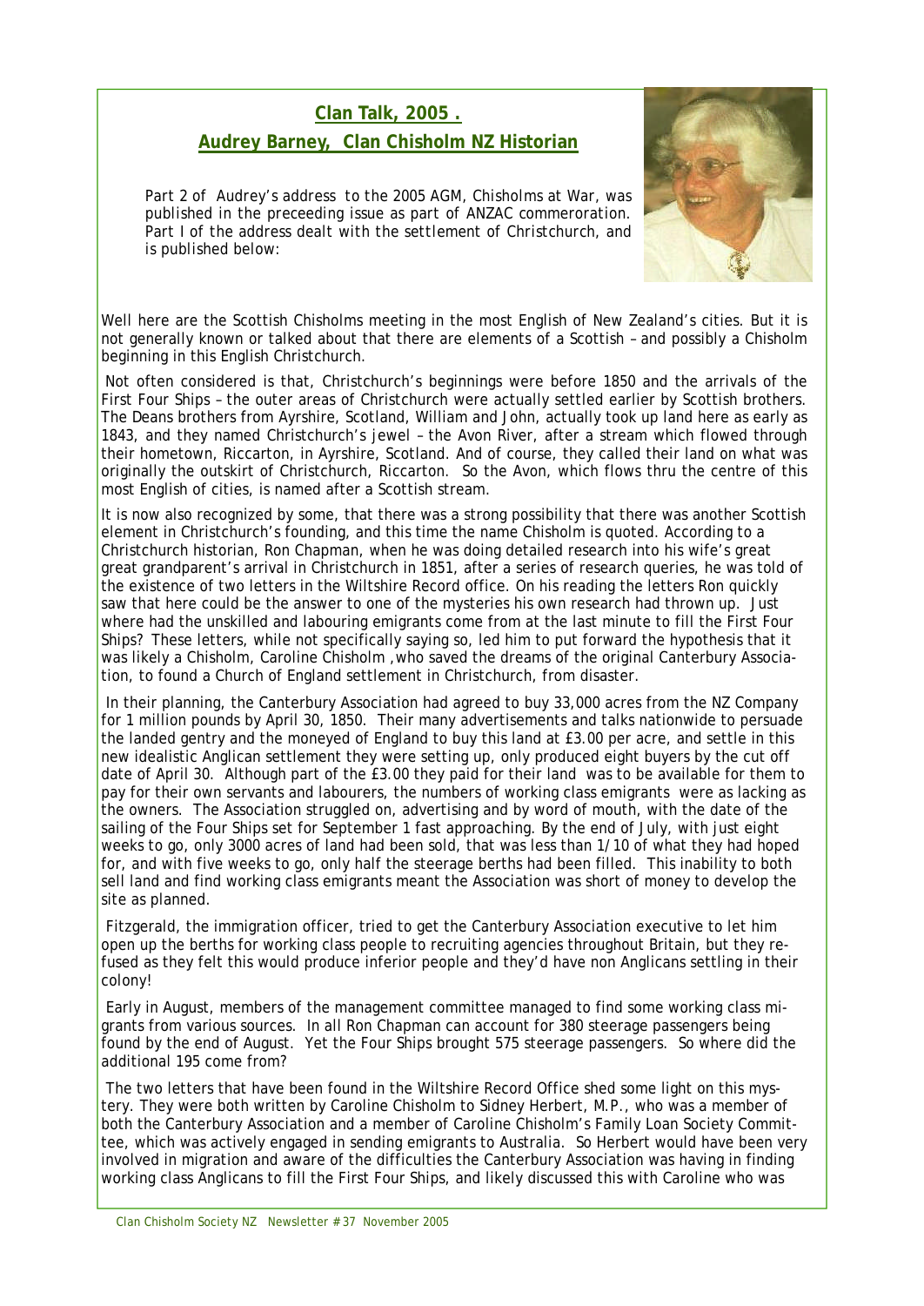## Clan Talk, 2005 .

## Audrey Barney, Clan Chisholm NZ Historian

*Part 2 of Audrey's address to the 2005 AGM, Chisholms at War, was published in the preceeding issue as part of ANZAC commeroration. Part I of the address dealt with the settlement of Christchurch, and is published below:*

Well here are the Scottish Chisholms meeting in the most English of New Zealand's cities. But it is not generally known or talked about that there are elements of a Scottish – and possibly a Chisholm beginning in this English Christchurch.

Not often considered is that, Christchurch's beginnings were before 1850 and the arrivals of the First Four Ships – the outer areas of Christchurch were actually settled earlier by Scottish brothers. The Deans brothers from Ayrshire, Scotland, William and John, actually took up land here as early as 1843, and they named Christchurch's jewel – the Avon River, after a stream which flowed through their hometown, Riccarton, in Ayrshire, Scotland. And of course, they called their land on what was originally the outskirt of Christchurch, Riccarton. So the Avon, which flows thru the centre of this most English of cities, is named after a Scottish stream.

It is now also recognized by some, that there was a strong possibility that there was another Scottish element in Christchurch's founding, and this time the name Chisholm is quoted. According to a Christchurch historian, Ron Chapman, when he was doing detailed research into his wife's great great grandparent's arrival in Christchurch in 1851, after a series of research queries, he was told of the existence of two letters in the Wiltshire Record office. On his reading the letters Ron quickly saw that here could be the answer to one of the mysteries his own research had thrown up. Just where had the unskilled and labouring emigrants come from at the last minute to fill the First Four Ships? These letters, while not specifically saying so, led him to put forward the hypothesis that it was likely a Chisholm, Caroline Chisholm ,who saved the dreams of the original Canterbury Association, to found a Church of England settlement in Christchurch, from disaster.

In their planning, the Canterbury Association had agreed to buy 33,000 acres from the NZ Company for 1 million pounds by April 30, 1850. Their many advertisements and talks nationwide to persuade the landed gentry and the moneyed of England to buy this land at £3.00 per acre, and settle in this new idealistic Anglican settlement they were setting up, only produced eight buyers by the cut off date of April 30. Although part of the £3.00 they paid for their land was to be available for them to pay for their own servants and labourers, the numbers of working class emigrants were as lacking as the owners. The Association struggled on, advertising and by word of mouth, with the date of the sailing of the Four Ships set for September 1 fast approaching. By the end of July, with just eight weeks to go, only 3000 acres of land had been sold, that was less than 1/10 of what they had hoped for, and with five weeks to go, only half the steerage berths had been filled. This inability to both sell land and find working class emigrants meant the Association was short of money to develop the site as planned.

Fitzgerald, the immigration officer, tried to get the Canterbury Association executive to let him open up the berths for working class people to recruiting agencies throughout Britain, but they refused as they felt this would produce inferior people and they'd have non Anglicans settling in their colony!

Early in August, members of the management committee managed to find some working class migrants from various sources. In all Ron Chapman can account for 380 steerage passengers being found by the end of August. Yet the Four Ships brought 575 steerage passengers. So where did the additional 195 come from?

The two letters that have been found in the Wiltshire Record Office shed some light on this mystery. They were both written by Caroline Chisholm to Sidney Herbert, M.P., who was a member of both the Canterbury Association and a member of Caroline Chisholm's Family Loan Society Committee, which was actively engaged in sending emigrants to Australia. So Herbert would have been very involved in migration and aware of the difficulties the Canterbury Association was having in finding working class Anglicans to fill the First Four Ships, and likely discussed this with Caroline who was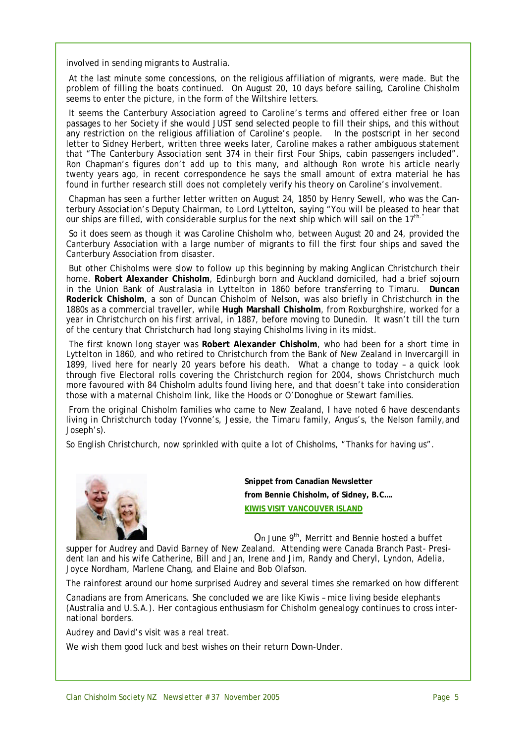involved in sending migrants to Australia.

At the last minute some concessions, on the religious affiliation of migrants, were made. But the problem of filling the boats continued. On August 20, 10 days before sailing, Caroline Chisholm seems to enter the picture, in the form of the Wiltshire letters.

It seems the Canterbury Association agreed to Caroline's terms and offered either free or loan passages to her Society if she would JUST send selected people to fill their ships, and this without any restriction on the religious affiliation of Caroline's people. In the postscript in her second letter to Sidney Herbert, written three weeks later, Caroline makes a rather ambiguous statement that "The Canterbury Association sent 374 in their first Four Ships, cabin passengers included". Ron Chapman's figures don't add up to this many, and although Ron wrote his article nearly twenty years ago, in recent correspondence he says the small amount of extra material he has found in further research still does not completely verify his theory on Caroline's involvement.

Chapman has seen a further letter written on August 24, 1850 by Henry Sewell, who was the Canterbury Association's Deputy Chairman, to Lord Lyttelton, saying "You will be pleased to hear that our ships are filled, with considerable surplus for the next ship which will sail on the 17th."

So it does seem as though it was Caroline Chisholm who, between August 20 and 24, provided the Canterbury Association with a large number of migrants to fill the first four ships and saved the Canterbury Association from disaster.

But other Chisholms were slow to follow up this beginning by making Anglican Christchurch their home. **Robert Alexander Chisholm**, Edinburgh born and Auckland domiciled, had a brief sojourn in the Union Bank of Australasia in Lyttelton in 1860 before transferring to Timaru. **Duncan Roderick Chisholm**, a son of Duncan Chisholm of Nelson, was also briefly in Christchurch in the 1880s as a commercial traveller, while **Hugh Marshall Chisholm**, from Roxburghshire, worked for a year in Christchurch on his first arrival, in 1887, before moving to Dunedin. It wasn't till the turn of the century that Christchurch had long staying Chisholms living in its midst.

The first known long stayer was **Robert Alexander Chisholm**, who had been for a short time in Lyttelton in 1860, and who retired to Christchurch from the Bank of New Zealand in Invercargill in 1899, lived here for nearly 20 years before his death. What a change to today – a quick look through five Electoral rolls covering the Christchurch region for 2004, shows Christchurch much more favoured with 84 Chisholm adults found living here, and that doesn't take into consideration those with a maternal Chisholm link, like the Hoods or O'Donoghue or Stewart families.

From the original Chisholm families who came to New Zealand, I have noted 6 have descendants living in Christchurch today (Yvonne's, Jessie, the Timaru family, Angus's, the Nelson family, and Joseph's).

So English Christchurch, now sprinkled with quite a lot of Chisholms, "Thanks for having us".

**Snippet from Canadian Newsletter from Bennie Chisholm, of Sidney, B.C.…**

**KIWIS VISIT VANCOUVER ISLAND**

On June 9th, Merritt and Bennie hosted a buffet supper for Audrey and David Barney of New Zealand. Attending were Canada Branch Past- President Ian and his wife Catherine, Bill and Jan, Irene and Jim, Randy and Cheryl, Lyndon, Adelia, Joyce Nordham, Marlene Chang, and Elaine and Bob Olafson.

The rainforest around our home surprised Audrey and several times she remarked on how different Canadians are from Americans. She concluded we are like Kiwis – mice living beside elephants (Australia and U.S.A.). Her contagious enthusiasm for Chisholm genealogy continues to cross international borders.

Audrey and David's visit was a real treat.

We wish them good luck and best wishes on their return Down-Under.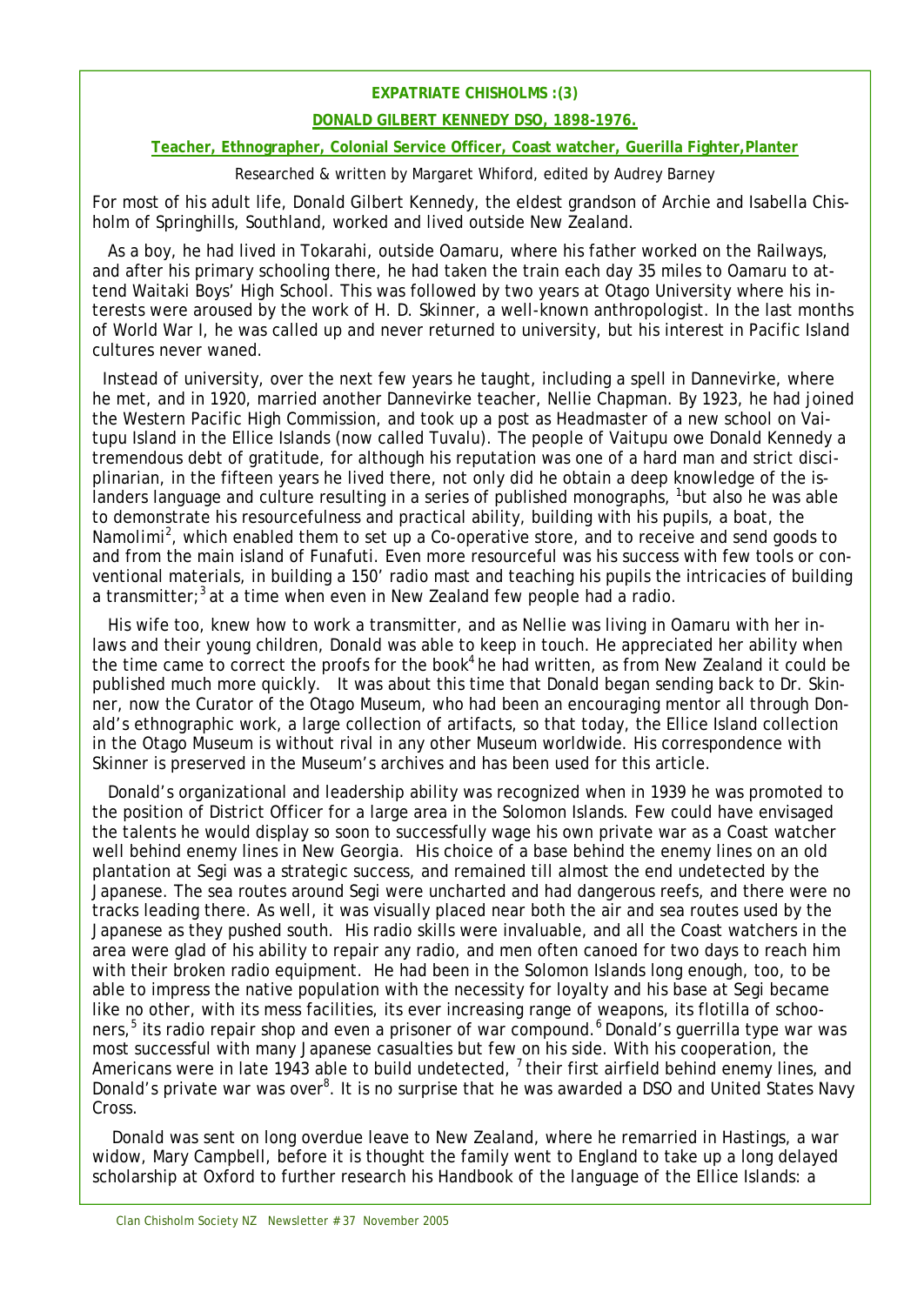**EXPATRIATE CHISHOLMS :(3)**

## DONALD GILBERT KENNEDY DSO, 1898-1976.

**Teacher, Ethnographer, Colonial Service Officer, Coast watcher, Guerilla Fighter,Planter**

Researched & written by Margaret Whiford, edited by Audrey Barney

For most of his adult life, Donald Gilbert Kennedy, the eldest grandson of Archie and Isabella Chisholm of Springhills, Southland, worked and lived outside New Zealand.

As a boy, he had lived in Tokarahi, outside Oamaru, where his father worked on the Railways, and after his primary schooling there, he had taken the train each day 35 miles to Oamaru to attend Waitaki Boys' High School. This was followed by two years at Otago University where his interests were aroused by the work of H. D. Skinner, a well-known anthropologist. In the last months of World War I, he was called up and never returned to university, but his interest in Pacific Island cultures never waned.

Instead of university, over the next few years he taught, including a spell in Dannevirke, where he met, and in 1920, married another Dannevirke teacher, Nellie Chapman. By 1923, he had joined the Western Pacific High Commission, and took up a post as Headmaster of a new school on Vaitupu Island in the Ellice Islands (now called Tuvalu). The people of Vaitupu owe Donald Kennedy a tremendous debt of gratitude, for although his reputation was one of a hard man and strict disciplinarian, in the fifteen years he lived there, not only did he obtain a deep knowledge of the islanders language and culture resulting in a series of published monographs, [1]but also he was able to demonstrate his resourcefulness and practical ability, building with his pupils, a boat, the Namolimi[2], which enabled them to set up a Co-operative store, and to receive and send goods to and from the main island of Funafuti. Even more resourceful was his success with few tools or conventional materials, in building a 150' radio mast and teaching his pupils the intricacies of building a transmitter;[3] at a time when even in New Zealand few people had a radio.

His wife too, knew how to work a transmitter, and as Nellie was living in Oamaru with her in-laws and their young children, Donald was able to keep in touch. He appreciated her ability when the time came to correct the proofs for the book[4] he had written, as from New Zealand it could be published much more quickly. It was about this time that Donald began sending back to Dr. Skinner, now the Curator of the Otago Museum, who had been an encouraging mentor all through Donald's ethnographic work, a large collection of artifacts, so that today, the Ellice Island collection in the Otago Museum is without rival in any other Museum worldwide. His correspondence with Skinner is preserved in the Museum's archives and has been used for this article.

Donald's organizational and leadership ability was recognized when in 1939 he was promoted to the position of District Officer for a large area in the Solomon Islands. Few could have envisaged the talents he would display so soon to successfully wage his own private war as a Coast watcher well behind enemy lines in New Georgia. His choice of a base behind the enemy lines on an old plantation at Segi was a strategic success, and remained till almost the end undetected by the Japanese. The sea routes around Segi were uncharted and had dangerous reefs, and there were no tracks leading there. As well, it was visually placed near both the air and sea routes used by the Japanese as they pushed south. His radio skills were invaluable, and all the Coast watchers in the area were glad of his ability to repair any radio, and men often canoed for two days to reach him with their broken radio equipment. He had been in the Solomon Islands long enough, too, to be able to impress the native population with the necessity for loyalty and his base at Segi became like no other, with its mess facilities, its ever increasing range of weapons, its flotilla of schooners,[5] its radio repair shop and even a prisoner of war compound.[6] Donald's guerrilla type war was most successful with many Japanese casualties but few on his side. With his cooperation, the Americans were in late 1943 able to build undetected, [7] their first airfield behind enemy lines, and Donald's private war was over[8]. It is no surprise that he was awarded a DSO and United States Navy Cross.

Donald was sent on long overdue leave to New Zealand, where he remarried in Hastings, a war widow, Mary Campbell, before it is thought the family went to England to take up a long delayed scholarship at Oxford to further research his Handbook of the language of the Ellice Islands: a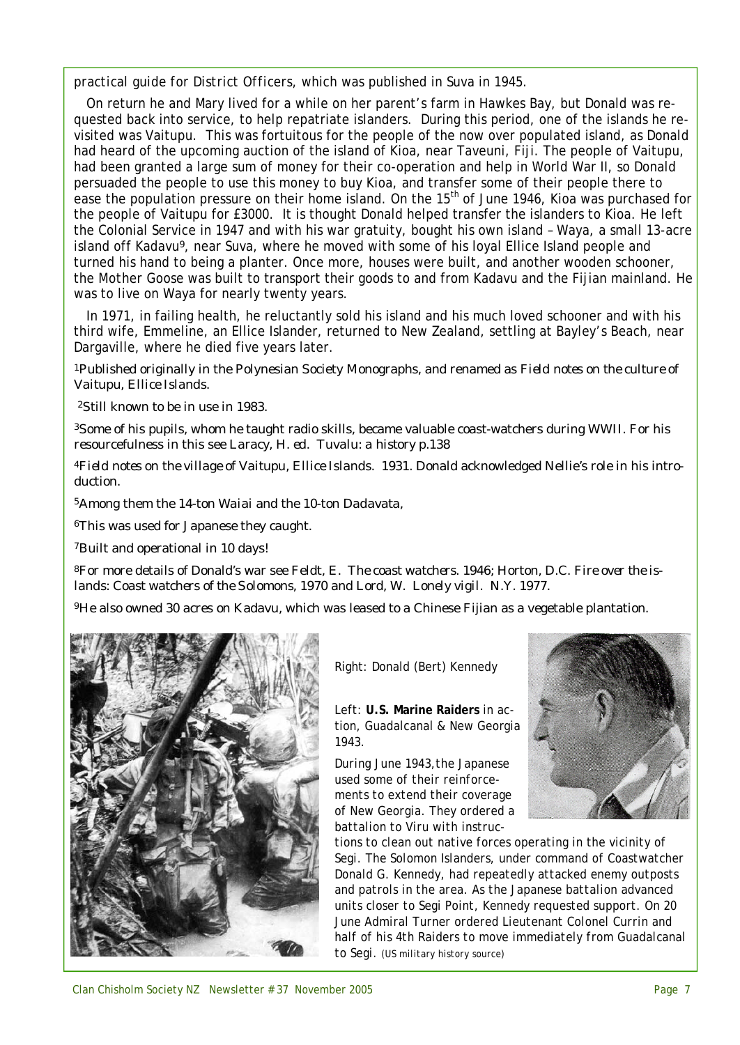practical guide for District Officers, which was published in Suva in 1945.

On return he and Mary lived for a while on her parent's farm in Hawkes Bay, but Donald was requested back into service, to help repatriate islanders. During this period, one of the islands he revisited was Vaitupu. This was fortuitous for the people of the now over populated island, as Donald had heard of the upcoming auction of the island of Kioa, near Taveuni, Fiji. The people of Vaitupu, had been granted a large sum of money for their co-operation and help in World War II, so Donald persuaded the people to use this money to buy Kioa, and transfer some of their people there to ease the population pressure on their home island. On the 15th of June 1946, Kioa was purchased for the people of Vaitupu for £3000. It is thought Donald helped transfer the islanders to Kioa. He left the Colonial Service in 1947 and with his war gratuity, bought his own island – Waya, a small 13-acre island off Kadavu[9], near Suva, where he moved with some of his loyal Ellice Island people and turned his hand to being a planter. Once more, houses were built, and another wooden schooner, the *Mother Goose* was built to transport their goods to and from Kadavu and the Fijian mainland. He was to live on Waya for nearly twenty years.

In 1971, in failing health, he reluctantly sold his island and his much loved schooner and with his third wife, Emmeline, an Ellice Islander, returned to New Zealand, settling at Bayley's Beach, near Dargaville, where he died five years later.

[1]Published originally in the Polynesian Society Monographs, and renamed as *Field notes on the culture of Vaitupu, Ellice Islands.*

[2]Still known to be in use in 1983.

[3]Some of his pupils, whom he taught radio skills, became valuable coast-watchers during WWII. For his resourcefulness in this see Laracy, H. ed. *Tuvalu: a history* p.138

[4]*Field notes on the village of Vaitupu, Ellice Islands.* 1931. Donald acknowledged Nellie's role in his introduction.

[5]Among them the 14-ton *Waiai* and the 10-ton *Dadavata*,

[6]This was used for Japanese they caught.

[7]Built and operational in 10 days!

[8]For more details of Donald's war see Feldt, E. *The coast watchers.* 1946; Horton, D.C. *Fire over the islands: Coast watchers of the Solomons*, 1970 and Lord, W. *Lonely vigil.* N.Y. 1977.

[9]He also owned 30 acres on Kadavu, which was leased to a Chinese Fijian as a vegetable plantation.

Right: Donald (Bert) Kennedy

Left: **U.S. Marine Raiders** in action, Guadalcanal & New Georgia 1943.

During June 1943, the Japanese used some of their reinforcements to extend their coverage of New Georgia. They ordered a battalion to Viru with instructions to clean out native forces operating in the vicinity of Segi. The Solomon Islanders, under command of Coastwatcher Donald G. Kennedy, had repeatedly attacked enemy outposts and patrols in the area. As the Japanese battalion advanced units closer to Segi Point, Kennedy requested support. On 20 June Admiral Turner ordered Lieutenant Colonel Currin and half of his 4th Raiders to move immediately from Guadalcanal to Segi. (US military history source)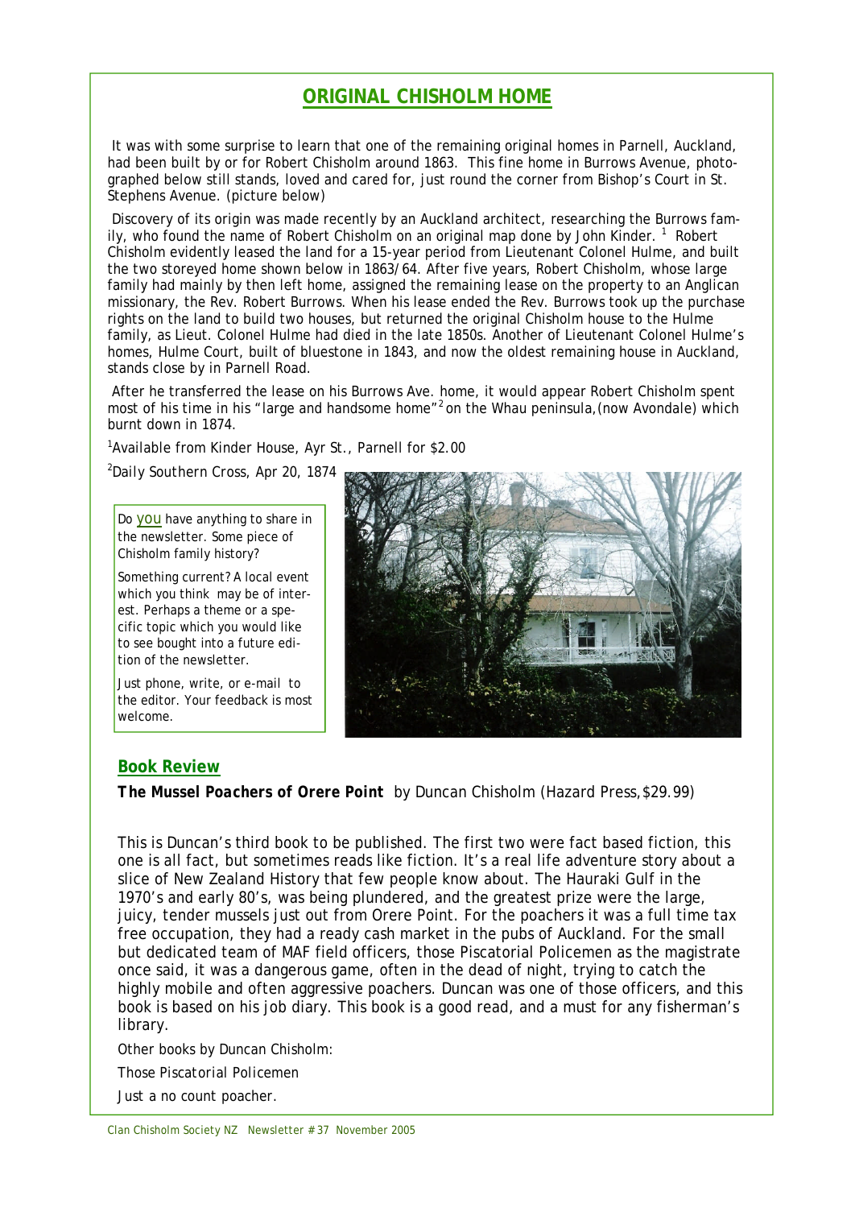## ORIGINAL CHISHOLM HOME

It was with some surprise to learn that one of the remaining original homes in Parnell, Auckland, had been built by or for Robert Chisholm around 1863. This fine home in Burrows Avenue, photographed below still stands, loved and cared for, just round the corner from Bishop's Court in St. Stephens Avenue. (picture below)

Discovery of its origin was made recently by an Auckland architect, researching the Burrows family, who found the name of Robert Chisholm on an original map done by John Kinder. [1] Robert Chisholm evidently leased the land for a 15-year period from Lieutenant Colonel Hulme, and built the two storeyed home shown below in 1863/64. After five years, Robert Chisholm, whose large family had mainly by then left home, assigned the remaining lease on the property to an Anglican missionary, the Rev. Robert Burrows. When his lease ended the Rev. Burrows took up the purchase rights on the land to build two houses, but returned the original Chisholm house to the Hulme family, as Lieut. Colonel Hulme had died in the late 1850s. Another of Lieutenant Colonel Hulme's homes, Hulme Court, built of bluestone in 1843, and now the oldest remaining house in Auckland, stands close by in Parnell Road.

After he transferred the lease on his Burrows Ave. home, it would appear Robert Chisholm spent most of his time in his "large and handsome home"[2] on the Whau peninsula,(now Avondale) which burnt down in 1874.

[1]Available from Kinder House, Ayr St., Parnell for $2.00

[2]Daily Southern Cross, Apr 20, 1874

Do *you* have anything to share in the newsletter. Some piece of Chisholm family history?

Something current? A local event which you think may be of interest. Perhaps a theme or a specific topic which you would like to see bought into a future edition of the newsletter.

Just phone, write, or e-mail to the editor. Your feedback is most welcome.

### Book Review

**The Mussel Poachers of Orere Point** by Duncan Chisholm (Hazard Press, $29.99)

This is Duncan's third book to be published. The first two were fact based fiction, this one is all fact, but sometimes reads like fiction. It's a real life adventure story about a slice of New Zealand History that few people know about. The Hauraki Gulf in the 1970's and early 80's, was being plundered, and the greatest prize were the large, juicy, tender mussels just out from Orere Point. For the poachers it was a full time tax free occupation, they had a ready cash market in the pubs of Auckland. For the small but dedicated team of MAF field officers, those Piscatorial Policemen as the magistrate once said, it was a dangerous game, often in the dead of night, trying to catch the highly mobile and often aggressive poachers. Duncan was one of those officers, and this book is based on his job diary. This book is a good read, and a must for any fisherman's library.

Other books by Duncan Chisholm:

Those Piscatorial Policemen

Just a no count poacher.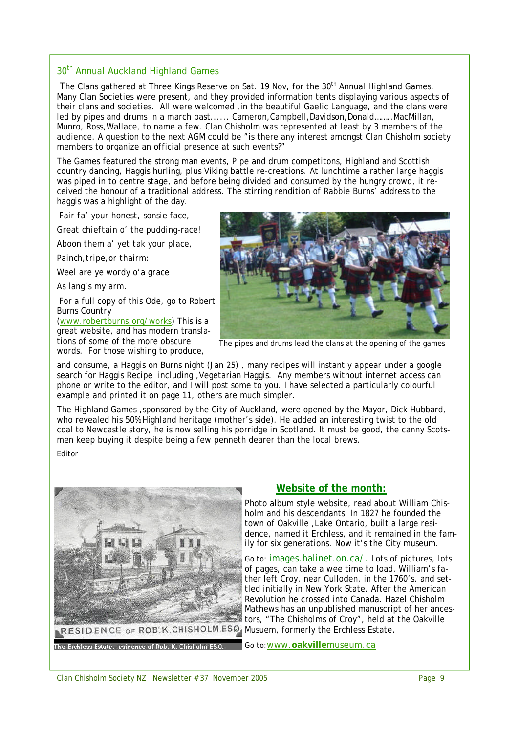## 30th Annual Auckland Highland Games

The Clans gathered at Three Kings Reserve on Sat. 19 Nov, for the 30th Annual Highland Games. Many Clan Societies were present, and they provided information tents displaying various aspects of their clans and societies. All were welcomed ,in the beautiful Gaelic Language, and the clans were led by pipes and drums in a march past...... Cameron,Campbell,Davidson,Donald……..MacMillan, Munro, Ross,Wallace, to name a few. Clan Chisholm was represented at least by 3 members of the audience. A question to the next AGM could be "is there any interest amongst Clan Chisholm society members to organize an official presence at such events?"

The Games featured the strong man events, Pipe and drum competitons, Highland and Scottish country dancing, Haggis hurling, plus Viking battle re-creations. At lunchtime a rather large haggis was piped in to centre stage, and before being divided and consumed by the hungry crowd, it received the honour of a traditional address. The stirring rendition of Rabbie Burns' address to the haggis was a highlight of the day.

Fair fa' your honest, sonsie face,

Great chieftain o' the pudding-race!

Aboon them a' yet tak your place,

Painch,tripe,or thairm:

Weel are ye wordy o'a grace

As lang's my arm.

For a full copy of this Ode, go to Robert Burns Country (www.robertburns.org/works) This is a great website, and has modern translations of some of the more obscure words. For those wishing to produce, and consume, a Haggis on Burns night (Jan 25) , many recipes will instantly appear under a google search for Haggis Recipe including ,Vegetarian Haggis. Any members without internet access can phone or write to the editor, and I will post some to you. I have selected a particularly colourful example and printed it on page 11, others are much simpler.

The pipes and drums lead the clans at the opening of the games

The Highland Games ,sponsored by the City of Auckland, were opened by the Mayor, Dick Hubbard, who revealed his 50% Highland heritage (mother's side). He added an interesting twist to the old coal to Newcastle story, he is now selling his porridge in Scotland. It must be good, the canny Scotsmen keep buying it despite being a few penneth dearer than the local brews.

*Editor*

RESIDENCE OF ROB'K.CHISHOLM.ESQ

The Erchless Estate, residence of Rob. K. Chisholm ESQ.

### Website of the month:

Photo album style website, read about William Chisholm and his descendants. In 1827 he founded the town of Oakville ,Lake Ontario, built a large residence, named it Erchless, and it remained in the family for six generations. Now it's the City museum.

Go to: images.halinet.on.ca/. Lots of pictures, lots of pages, can take a wee time to load. William's father left Croy, near Culloden, in the 1760's, and settled initially in New York State. After the American Revolution he crossed into Canada. Hazel Chisholm Mathews has an unpublished manuscript of her ancestors, "The Chisholms of Croy", held at the Oakville Musuem, formerly the Erchless Estate.

Go to: www.**oakville**museum.ca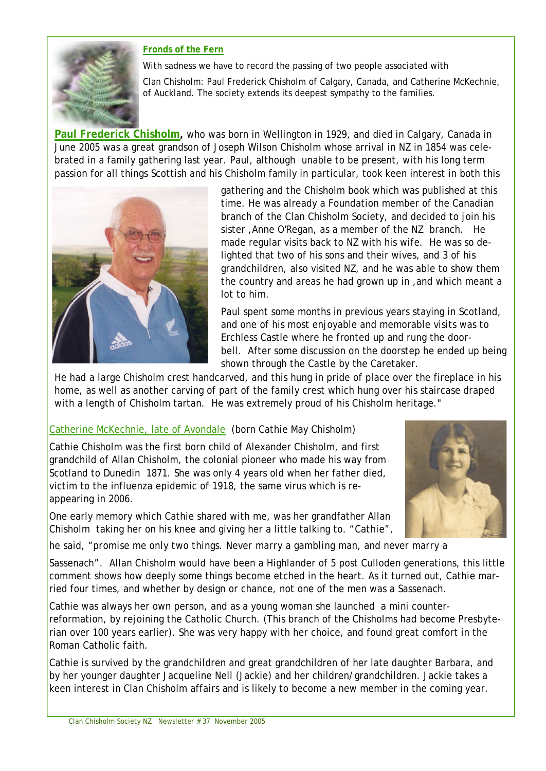## Fronds of the Fern

With sadness we have to record the passing of two people associated with Clan Chisholm: Paul Frederick Chisholm of Calgary, Canada, and Catherine McKechnie, of Auckland. The society extends its deepest sympathy to the families.

**Paul Frederick Chisholm,** who was born in Wellington in 1929, and died in Calgary, Canada in June 2005 was a great grandson of Joseph Wilson Chisholm whose arrival in NZ in 1854 was celebrated in a family gathering last year. Paul, although unable to be present, with his long term passion for all things Scottish and his Chisholm family in particular, took keen interest in both this gathering and the Chisholm book which was published at this time. He was already a Foundation member of the Canadian branch of the Clan Chisholm Society, and decided to join his sister ,Anne O'Regan, as a member of the NZ branch. He made regular visits back to NZ with his wife. He was so delighted that two of his sons and their wives, and 3 of his grandchildren, also visited NZ, and he was able to show them the country and areas he had grown up in ,and which meant a lot to him.

Paul spent some months in previous years staying in Scotland, and one of his most enjoyable and memorable visits was to Erchless Castle where he fronted up and rung the doorbell. After some discussion on the doorstep he ended up being shown through the Castle by the Caretaker.

He had a large Chisholm crest handcarved, and this hung in pride of place over the fireplace in his home, as well as another carving of part of the family crest which hung over his staircase draped with a length of Chisholm tartan. He was extremely proud of his Chisholm heritage."

### Catherine McKechnie, late of Avondale (born Cathie May Chisholm)

Cathie Chisholm was the first born child of Alexander Chisholm, and first grandchild of Allan Chisholm, the colonial pioneer who made his way from Scotland to Dunedin 1871. She was only 4 years old when her father died, victim to the influenza epidemic of 1918, the same virus which is re-appearing in 2006.

One early memory which Cathie shared with me, was her grandfather Allan Chisholm taking her on his knee and giving her a little talking to. "Cathie", he said, "*promise me only two things. Never marry a gambling man, and never marry a Sassenach*". Allan Chisholm would have been a Highlander of 5 post Culloden generations, this little comment shows how deeply some things become etched in the heart. As it turned out, Cathie married four times, and whether by design or chance, not one of the men was a Sassenach.

Cathie was always her own person, and as a young woman she launched a mini counter-reformation, by rejoining the Catholic Church. (This branch of the Chisholms had become Presbyterian over 100 years earlier). She was very happy with her choice, and found great comfort in the Roman Catholic faith.

Cathie is survived by the grandchildren and great grandchildren of her late daughter Barbara, and by her younger daughter Jacqueline Nell (Jackie) and her children/grandchildren. Jackie takes a keen interest in Clan Chisholm affairs and is likely to become a new member in the coming year.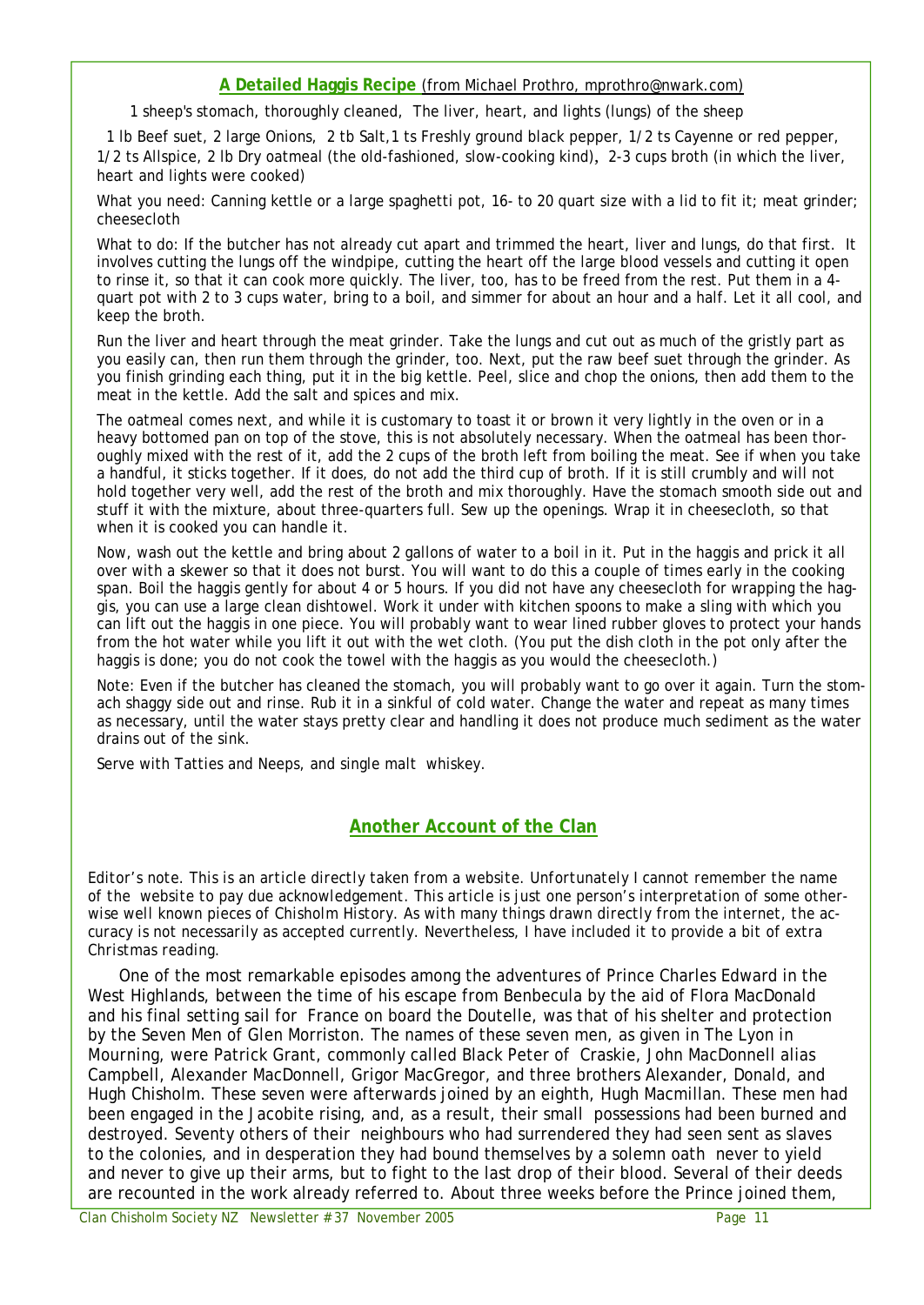## A Detailed Haggis Recipe (from Michael Prothro, mprothro@nwark.com)

1 sheep's stomach, thoroughly cleaned, The liver, heart, and lights (lungs) of the sheep

1 lb Beef suet, 2 large Onions, 2 tb Salt,1 ts Freshly ground black pepper, 1/2 ts Cayenne or red pepper, 1/2 ts Allspice, 2 lb Dry oatmeal (the old-fashioned, slow-cooking kind), 2-3 cups broth (in which the liver, heart and lights were cooked)

What you need: Canning kettle or a large spaghetti pot, 16- to 20 quart size with a lid to fit it; meat grinder; cheesecloth

What to do: If the butcher has not already cut apart and trimmed the heart, liver and lungs, do that first. It involves cutting the lungs off the windpipe, cutting the heart off the large blood vessels and cutting it open to rinse it, so that it can cook more quickly. The liver, too, has to be freed from the rest. Put them in a 4-quart pot with 2 to 3 cups water, bring to a boil, and simmer for about an hour and a half. Let it all cool, and keep the broth.

Run the liver and heart through the meat grinder. Take the lungs and cut out as much of the gristly part as you easily can, then run them through the grinder, too. Next, put the raw beef suet through the grinder. As you finish grinding each thing, put it in the big kettle. Peel, slice and chop the onions, then add them to the meat in the kettle. Add the salt and spices and mix.

The oatmeal comes next, and while it is customary to toast it or brown it very lightly in the oven or in a heavy bottomed pan on top of the stove, this is not absolutely necessary. When the oatmeal has been thoroughly mixed with the rest of it, add the 2 cups of the broth left from boiling the meat. See if when you take a handful, it sticks together. If it does, do not add the third cup of broth. If it is still crumbly and will not hold together very well, add the rest of the broth and mix thoroughly. Have the stomach smooth side out and stuff it with the mixture, about three-quarters full. Sew up the openings. Wrap it in cheesecloth, so that when it is cooked you can handle it.

Now, wash out the kettle and bring about 2 gallons of water to a boil in it. Put in the haggis and prick it all over with a skewer so that it does not burst. You will want to do this a couple of times early in the cooking span. Boil the haggis gently for about 4 or 5 hours. If you did not have any cheesecloth for wrapping the haggis, you can use a large clean dishtowel. Work it under with kitchen spoons to make a sling with which you can lift out the haggis in one piece. You will probably want to wear lined rubber gloves to protect your hands from the hot water while you lift it out with the wet cloth. (You put the dish cloth in the pot only after the haggis is done; you do not cook the towel with the haggis as you would the cheesecloth.)

Note: Even if the butcher has cleaned the stomach, you will probably want to go over it again. Turn the stomach shaggy side out and rinse. Rub it in a sinkful of cold water. Change the water and repeat as many times as necessary, until the water stays pretty clear and handling it does not produce much sediment as the water drains out of the sink.

Serve with Tatties and Neeps, and single malt whiskey.

## Another Account of the Clan

*Editor's note. This is an article directly taken from a website. Unfortunately I cannot remember the name of the website to pay due acknowledgement. This article is just one person's interpretation of some otherwise well known pieces of Chisholm History. As with many things drawn directly from the internet, the accuracy is not necessarily as accepted currently. Nevertheless, I have included it to provide a bit of extra Christmas reading.*

One of the most remarkable episodes among the adventures of Prince Charles Edward in the West Highlands, between the time of his escape from Benbecula by the aid of Flora MacDonald and his final setting sail for France on board the Doutelle, was that of his shelter and protection by the Seven Men of Glen Morriston. The names of these seven men, as given in The Lyon in Mourning, were Patrick Grant, commonly called Black Peter of Craskie, John MacDonnell alias Campbell, Alexander MacDonnell, Grigor MacGregor, and three brothers Alexander, Donald, and Hugh Chisholm. These seven were afterwards joined by an eighth, Hugh Macmillan. These men had been engaged in the Jacobite rising, and, as a result, their small possessions had been burned and destroyed. Seventy others of their neighbours who had surrendered they had seen sent as slaves to the colonies, and in desperation they had bound themselves by a solemn oath never to yield and never to give up their arms, but to fight to the last drop of their blood. Several of their deeds are recounted in the work already referred to. About three weeks before the Prince joined them,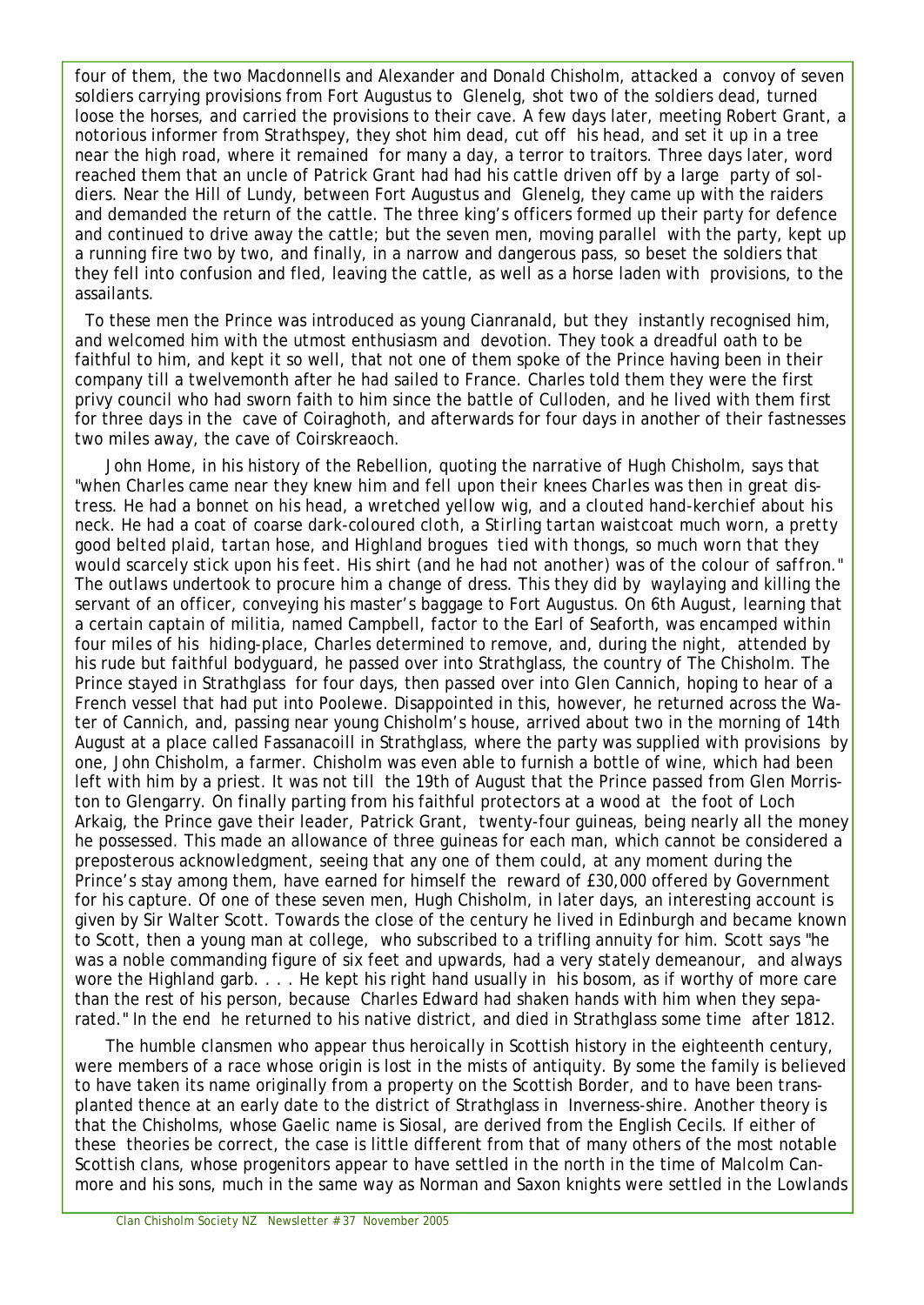four of them, the two Macdonnells and Alexander and Donald Chisholm, attacked a convoy of seven soldiers carrying provisions from Fort Augustus to Glenelg, shot two of the soldiers dead, turned loose the horses, and carried the provisions to their cave. A few days later, meeting Robert Grant, a notorious informer from Strathspey, they shot him dead, cut off his head, and set it up in a tree near the high road, where it remained for many a day, a terror to traitors. Three days later, word reached them that an uncle of Patrick Grant had had his cattle driven off by a large party of soldiers. Near the Hill of Lundy, between Fort Augustus and Glenelg, they came up with the raiders and demanded the return of the cattle. The three king's officers formed up their party for defence and continued to drive away the cattle; but the seven men, moving parallel with the party, kept up a running fire two by two, and finally, in a narrow and dangerous pass, so beset the soldiers that they fell into confusion and fled, leaving the cattle, as well as a horse laden with provisions, to the assailants.

To these men the Prince was introduced as young Cianranald, but they instantly recognised him, and welcomed him with the utmost enthusiasm and devotion. They took a dreadful oath to be faithful to him, and kept it so well, that not one of them spoke of the Prince having been in their company till a twelvemonth after he had sailed to France. Charles told them they were the first privy council who had sworn faith to him since the battle of Culloden, and he lived with them first for three days in the cave of Coiraghoth, and afterwards for four days in another of their fastnesses two miles away, the cave of Coirskreaoch.

John Home, in his history of the Rebellion, quoting the narrative of Hugh Chisholm, says that *"when Charles came near they knew him and fell upon their knees Charles was then in great distress. He had a bonnet on his head, a wretched yellow wig, and a clouted hand-kerchief about his neck. He had a coat of coarse dark-coloured cloth, a Stirling tartan waistcoat much worn, a pretty good belted plaid, tartan hose, and Highland brogues tied with thongs, so much worn that they would scarcely stick upon his feet. His shirt (and he had not another) was of the colour of saffron."* The outlaws undertook to procure him a change of dress. This they did by waylaying and killing the servant of an officer, conveying his master's baggage to Fort Augustus. On 6th August, learning that a certain captain of militia, named Campbell, factor to the Earl of Seaforth, was encamped within four miles of his hiding-place, Charles determined to remove, and, during the night, attended by his rude but faithful bodyguard, he passed over into Strathglass, the country of The Chisholm. The Prince stayed in Strathglass for four days, then passed over into Glen Cannich, hoping to hear of a French vessel that had put into Poolewe. Disappointed in this, however, he returned across the Water of Cannich, and, passing near young Chisholm's house, arrived about two in the morning of 14th August at a place called Fassanacoill in Strathglass, where the party was supplied with provisions by one, John Chisholm, a farmer. Chisholm was even able to furnish a bottle of wine, which had been left with him by a priest. It was not till the 19th of August that the Prince passed from Glen Morriston to Glengarry. On finally parting from his faithful protectors at a wood at the foot of Loch Arkaig, the Prince gave their leader, Patrick Grant, twenty-four guineas, being nearly all the money he possessed. This made an allowance of three guineas for each man, which cannot be considered a preposterous acknowledgment, seeing that any one of them could, at any moment during the Prince's stay among them, have earned for himself the reward of £30,000 offered by Government for his capture. Of one of these seven men, Hugh Chisholm, in later days, an interesting account is given by Sir Walter Scott. Towards the close of the century he lived in Edinburgh and became known to Scott, then a young man at college, who subscribed to a trifling annuity for him. Scott says "he was a noble commanding figure of six feet and upwards, had a very stately demeanour, and always wore the Highland garb. . . . He kept his right hand usually in his bosom, as if worthy of more care than the rest of his person, because Charles Edward had shaken hands with him when they separated." In the end he returned to his native district, and died in Strathglass some time after 1812.

The humble clansmen who appear thus heroically in Scottish history in the eighteenth century, were members of a race whose origin is lost in the mists of antiquity. By some the family is believed to have taken its name originally from a property on the Scottish Border, and to have been transplanted thence at an early date to the district of Strathglass in Inverness-shire. Another theory is that the Chisholms, whose Gaelic name is Siosal, are derived from the English Cecils. If either of these theories be correct, the case is little different from that of many others of the most notable Scottish clans, whose progenitors appear to have settled in the north in the time of Malcolm Canmore and his sons, much in the same way as Norman and Saxon knights were settled in the Lowlands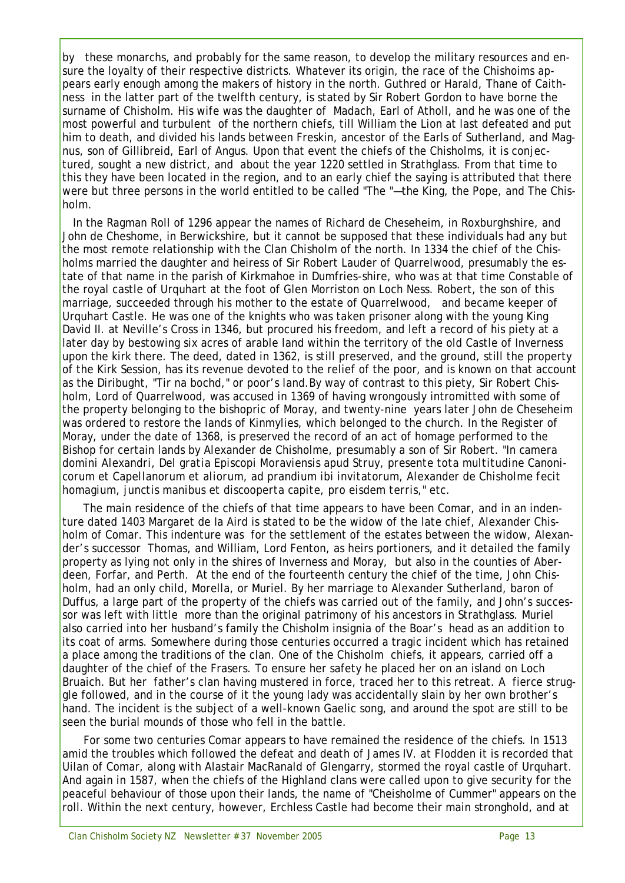by these monarchs, and probably for the same reason, to develop the military resources and ensure the loyalty of their respective districts. Whatever its origin, the race of the Chishoims appears early enough among the makers of history in the north. Guthred or Harald, Thane of Caithness in the latter part of the twelfth century, is stated by Sir Robert Gordon to have borne the surname of Chisholm. His wife was the daughter of Madach, Earl of Atholl, and he was one of the most powerful and turbulent of the northern chiefs, till William the Lion at last defeated and put him to death, and divided his lands between Freskin, ancestor of the Earls of Sutherland, and Magnus, son of Gillibreid, Earl of Angus. Upon that event the chiefs of the Chisholms, it is conjectured, sought a new district, and about the year 1220 settled in Strathglass. From that time to this they have been located in the region, and to an early chief the saying is attributed that there were but three persons in the world entitled to be called "The "—the King, the Pope, and The Chisholm.

In the Ragman Roll of 1296 appear the names of Richard de Cheseheim, in Roxburghshire, and John de Cheshome, in Berwickshire, but it cannot be supposed that these individuals had any but the most remote relationship with the Clan Chisholm of the north. In 1334 the chief of the Chisholms married the daughter and heiress of Sir Robert Lauder of Quarrelwood, presumably the estate of that name in the parish of Kirkmahoe in Dumfries-shire, who was at that time Constable of the royal castle of Urquhart at the foot of Glen Morriston on Loch Ness. Robert, the son of this marriage, succeeded through his mother to the estate of Quarrelwood, and became keeper of Urquhart Castle. He was one of the knights who was taken prisoner along with the young King David II. at Neville's Cross in 1346, but procured his freedom, and left a record of his piety at a later day by bestowing six acres of arable land within the territory of the old Castle of Inverness upon the kirk there. The deed, dated in 1362, is still preserved, and the ground, still the property of the Kirk Session, has its revenue devoted to the relief of the poor, and is known on that account as the Diribught, "Tir na bochd," or poor's land. By way of contrast to this piety, Sir Robert Chisholm, Lord of Quarrelwood, was accused in 1369 of having wrongously intromitted with some of the property belonging to the bishopric of Moray, and twenty-nine years later John de Cheseheim was ordered to restore the lands of Kinmylies, which belonged to the church. In the Register of Moray, under the date of 1368, is preserved the record of an act of homage performed to the Bishop for certain lands by Alexander de Chisholme, presumably a son of Sir Robert. "*In camera domini Alexandri, Del gratia Episcopi Moraviensis apud Struy, presente tota multitudine Canonicorum et Capellanorum et aliorum, ad prandium ibi invitatorum, Alexander de Chisholme fecit homagium, junctis manibus et discooperta capite, pro eisdem terris,*" etc.

The main residence of the chiefs of that time appears to have been Comar, and in an indenture dated 1403 Margaret de la Aird is stated to be the widow of the late chief, Alexander Chisholm of Comar. This indenture was for the settlement of the estates between the widow, Alexander's successor Thomas, and William, Lord Fenton, as heirs portioners, and it detailed the family property as lying not only in the shires of Inverness and Moray, but also in the counties of Aberdeen, Forfar, and Perth. At the end of the fourteenth century the chief of the time, John Chisholm, had an only child, Morella, or Muriel. By her marriage to Alexander Sutherland, baron of Duffus, a large part of the property of the chiefs was carried out of the family, and John's successor was left with little more than the original patrimony of his ancestors in Strathglass. Muriel also carried into her husband's family the Chisholm insignia of the Boar's head as an addition to its coat of arms. Somewhere during those centuries occurred a tragic incident which has retained a place among the traditions of the clan. One of the Chisholm chiefs, it appears, carried off a daughter of the chief of the Frasers. To ensure her safety he placed her on an island on Loch Bruaich. But her father's clan having mustered in force, traced her to this retreat. A fierce struggle followed, and in the course of it the young lady was accidentally slain by her own brother's hand. The incident is the subject of a well-known Gaelic song, and around the spot are still to be seen the burial mounds of those who fell in the battle.

For some two centuries Comar appears to have remained the residence of the chiefs. In 1513 amid the troubles which followed the defeat and death of James IV. at Flodden it is recorded that Uilan of Comar, along with Alastair MacRanald of Glengarry, stormed the royal castle of Urquhart. And again in 1587, when the chiefs of the Highland clans were called upon to give security for the peaceful behaviour of those upon their lands, the name of "Cheisholme of Cummer" appears on the roll. Within the next century, however, Erchless Castle had become their main stronghold, and at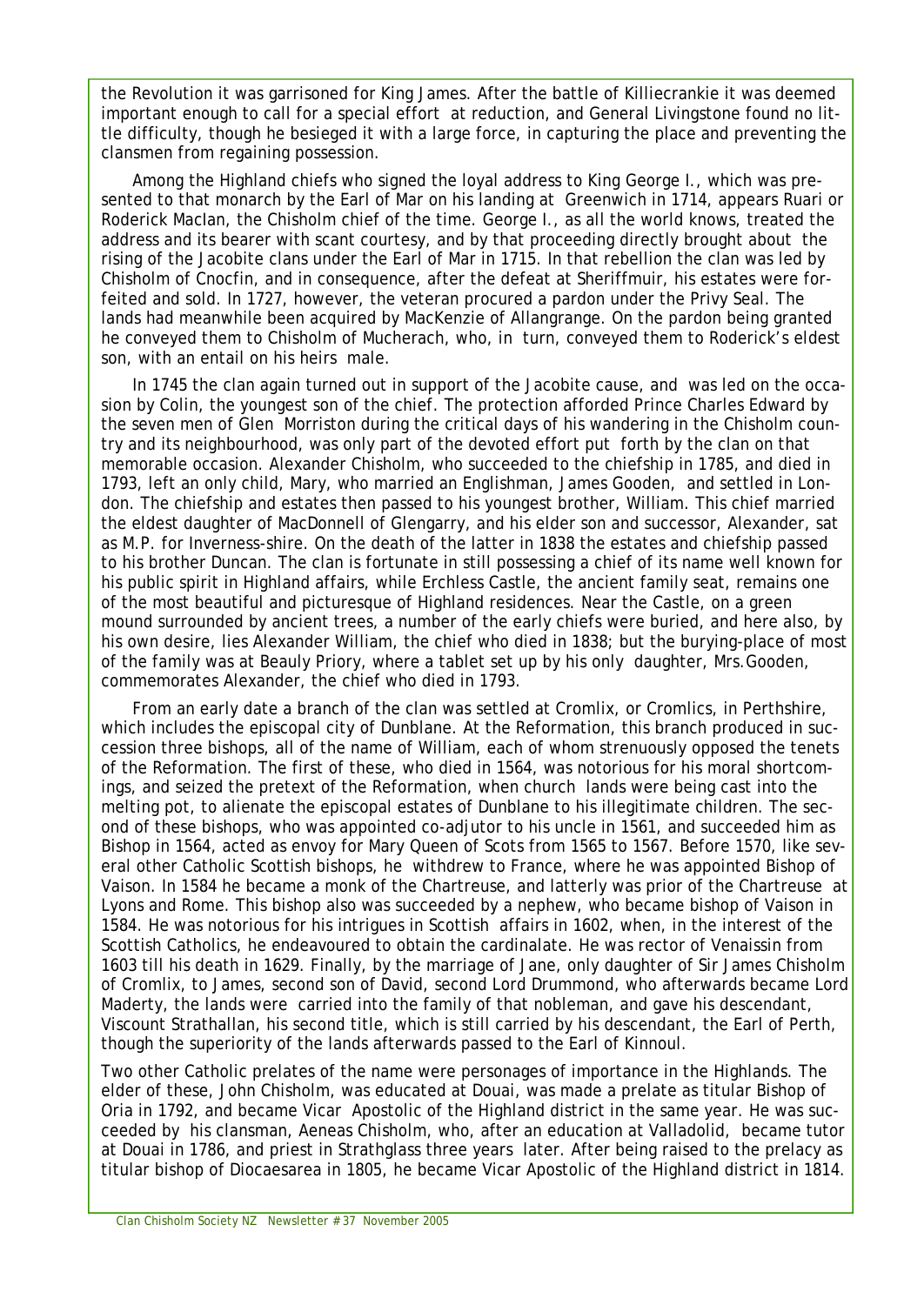the Revolution it was garrisoned for King James. After the battle of Killiecrankie it was deemed important enough to call for a special effort at reduction, and General Livingstone found no little difficulty, though he besieged it with a large force, in capturing the place and preventing the clansmen from regaining possession.

Among the Highland chiefs who signed the loyal address to King George I., which was presented to that monarch by the Earl of Mar on his landing at Greenwich in 1714, appears Ruari or Roderick MacIan, the Chisholm chief of the time. George I., as all the world knows, treated the address and its bearer with scant courtesy, and by that proceeding directly brought about the rising of the Jacobite clans under the Earl of Mar in 1715. In that rebellion the clan was led by Chisholm of Cnocfin, and in consequence, after the defeat at Sheriffmuir, his estates were forfeited and sold. In 1727, however, the veteran procured a pardon under the Privy Seal. The lands had meanwhile been acquired by MacKenzie of Allangrange. On the pardon being granted he conveyed them to Chisholm of Mucherach, who, in turn, conveyed them to Roderick's eldest son, with an entail on his heirs male.

In 1745 the clan again turned out in support of the Jacobite cause, and was led on the occasion by Colin, the youngest son of the chief. The protection afforded Prince Charles Edward by the seven men of Glen Morriston during the critical days of his wandering in the Chisholm country and its neighbourhood, was only part of the devoted effort put forth by the clan on that memorable occasion. Alexander Chisholm, who succeeded to the chiefship in 1785, and died in 1793, left an only child, Mary, who married an Englishman, James Gooden, and settled in London. The chiefship and estates then passed to his youngest brother, William. This chief married the eldest daughter of MacDonnell of Glengarry, and his elder son and successor, Alexander, sat as M.P. for Inverness-shire. On the death of the latter in 1838 the estates and chiefship passed to his brother Duncan. The clan is fortunate in still possessing a chief of its name well known for his public spirit in Highland affairs, while Erchless Castle, the ancient family seat, remains one of the most beautiful and picturesque of Highland residences. Near the Castle, on a green mound surrounded by ancient trees, a number of the early chiefs were buried, and here also, by his own desire, lies Alexander William, the chief who died in 1838; but the burying-place of most of the family was at Beauly Priory, where a tablet set up by his only daughter, Mrs.Gooden, commemorates Alexander, the chief who died in 1793.

From an early date a branch of the clan was settled at Cromlix, or Cromlics, in Perthshire, which includes the episcopal city of Dunblane. At the Reformation, this branch produced in succession three bishops, all of the name of William, each of whom strenuously opposed the tenets of the Reformation. The first of these, who died in 1564, was notorious for his moral shortcomings, and seized the pretext of the Reformation, when church lands were being cast into the melting pot, to alienate the episcopal estates of Dunblane to his illegitimate children. The second of these bishops, who was appointed co-adjutor to his uncle in 1561, and succeeded him as Bishop in 1564, acted as envoy for Mary Queen of Scots from 1565 to 1567. Before 1570, like several other Catholic Scottish bishops, he withdrew to France, where he was appointed Bishop of Vaison. In 1584 he became a monk of the Chartreuse, and latterly was prior of the Chartreuse at Lyons and Rome. This bishop also was succeeded by a nephew, who became bishop of Vaison in 1584. He was notorious for his intrigues in Scottish affairs in 1602, when, in the interest of the Scottish Catholics, he endeavoured to obtain the cardinalate. He was rector of Venaissin from 1603 till his death in 1629. Finally, by the marriage of Jane, only daughter of Sir James Chisholm of Cromlix, to James, second son of David, second Lord Drummond, who afterwards became Lord Maderty, the lands were carried into the family of that nobleman, and gave his descendant, Viscount Strathallan, his second title, which is still carried by his descendant, the Earl of Perth, though the superiority of the lands afterwards passed to the Earl of Kinnoul.

Two other Catholic prelates of the name were personages of importance in the Highlands. The elder of these, John Chisholm, was educated at Douai, was made a prelate as titular Bishop of Oria in 1792, and became Vicar Apostolic of the Highland district in the same year. He was succeeded by his clansman, Aeneas Chisholm, who, after an education at Valladolid, became tutor at Douai in 1786, and priest in Strathglass three years later. After being raised to the prelacy as titular bishop of Diocaesarea in 1805, he became Vicar Apostolic of the Highland district in 1814.